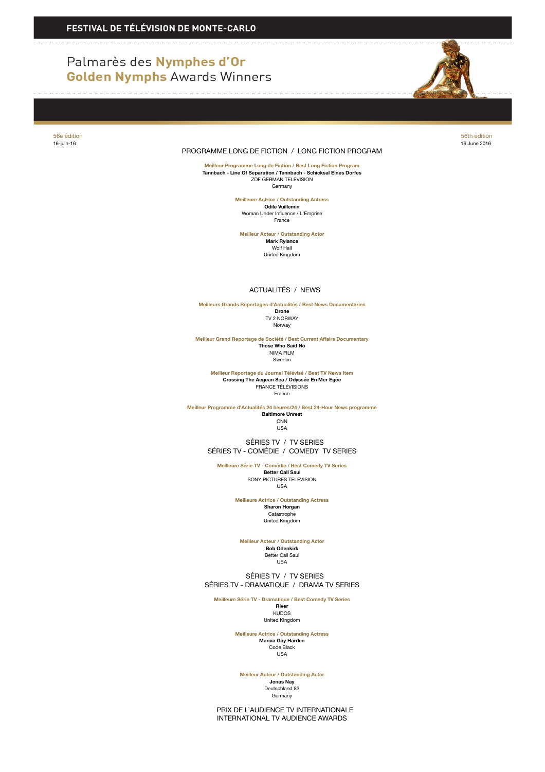# FESTIVAL DE TÉLÉVISION DE MONTE-CARLO

## Palmarès des Nymphes d'Or
## Golden Nymphs Awards Winners

56è édition
16-juin-16

56th edition
16 June 2016

### PROGRAMME LONG DE FICTION / LONG FICTION PROGRAM

**Meilleur Programme Long de Fiction / Best Long Fiction Program**
**Tannbach - Line Of Separation / Tannbach - Schicksal Eines Dorfes**
ZDF GERMAN TELEVISION
Germany

**Meilleure Actrice / Outstanding Actress**
**Odile Vuillemin**
Woman Under Influence / L'Emprise
France

**Meilleur Acteur / Outstanding Actor**
**Mark Rylance**
Wolf Hall
United Kingdom

### ACTUALITÉS / NEWS

**Meilleurs Grands Reportages d'Actualités / Best News Documentaries**
**Drone**
TV 2 NORWAY
Norway

**Meilleur Grand Reportage de Société / Best Current Affairs Documentary**
**Those Who Said No**
NIMA FILM
Sweden

**Meilleur Reportage du Journal Télévisé / Best TV News Item**
**Crossing The Aegean Sea / Odyssée En Mer Egée**
FRANCE TÉLÉVISIONS
France

**Meilleur Programme d'Actualités 24 heures/24 / Best 24-Hour News programme**
**Baltimore Unrest**
CNN
USA

### SÉRIES TV / TV SERIES
### SÉRIES TV - COMÉDIE / COMEDY TV SERIES

**Meilleure Série TV - Comédie / Best Comedy TV Series**
**Better Call Saul**
SONY PICTURES TELEVISION
USA

**Meilleure Actrice / Outstanding Actress**
**Sharon Horgan**
Catastrophe
United Kingdom

**Meilleur Acteur / Outstanding Actor**
**Bob Odenkirk**
Better Call Saul
USA

### SÉRIES TV / TV SERIES
### SÉRIES TV - DRAMATIQUE / DRAMA TV SERIES

**Meilleure Série TV - Dramatique / Best Comedy TV Series**
**River**
KUDOS
United Kingdom

**Meilleure Actrice / Outstanding Actress**
**Marcia Gay Harden**
Code Black
USA

**Meilleur Acteur / Outstanding Actor**
**Jonas Nay**
Deutschland 83
Germany

### PRIX DE L'AUDIENCE TV INTERNATIONALE
### INTERNATIONAL TV AUDIENCE AWARDS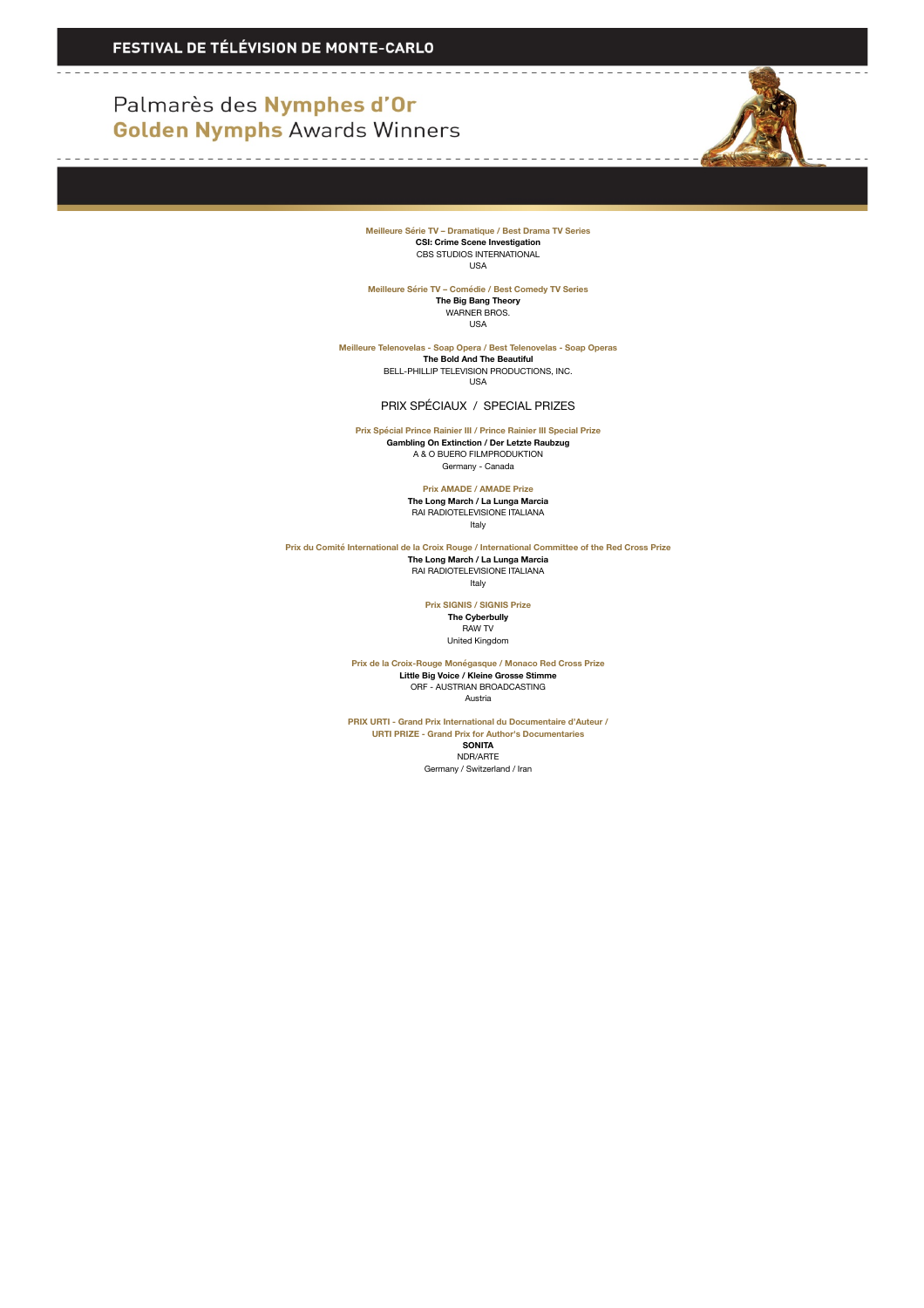FESTIVAL DE TÉLÉVISION DE MONTE-CARLO

# Palmarès des Nymphes d'Or
# Golden Nymphs Awards Winners

**Meilleure Série TV – Dramatique / Best Drama TV Series**
**CSI: Crime Scene Investigation**
CBS STUDIOS INTERNATIONAL
USA

**Meilleure Série TV – Comédie / Best Comedy TV Series**
**The Big Bang Theory**
WARNER BROS.
USA

**Meilleure Telenovelas - Soap Opera / Best Telenovelas - Soap Operas**
**The Bold And The Beautiful**
BELL-PHILLIP TELEVISION PRODUCTIONS, INC.
USA

## PRIX SPÉCIAUX / SPECIAL PRIZES

**Prix Spécial Prince Rainier III / Prince Rainier III Special Prize**
**Gambling On Extinction / Der Letzte Raubzug**
A & O BUERO FILMPRODUKTION
Germany - Canada

**Prix AMADE / AMADE Prize**
**The Long March / La Lunga Marcia**
RAI RADIOTELEVISIONE ITALIANA
Italy

**Prix du Comité International de la Croix Rouge / International Committee of the Red Cross Prize**
**The Long March / La Lunga Marcia**
RAI RADIOTELEVISIONE ITALIANA
Italy

**Prix SIGNIS / SIGNIS Prize**
**The Cyberbully**
RAW TV
United Kingdom

**Prix de la Croix-Rouge Monégasque / Monaco Red Cross Prize**
**Little Big Voice / Kleine Grosse Stimme**
ORF - AUSTRIAN BROADCASTING
Austria

**PRIX URTI - Grand Prix International du Documentaire d'Auteur / URTI PRIZE - Grand Prix for Author's Documentaries**
**SONITA**
NDR/ARTE
Germany / Switzerland / Iran